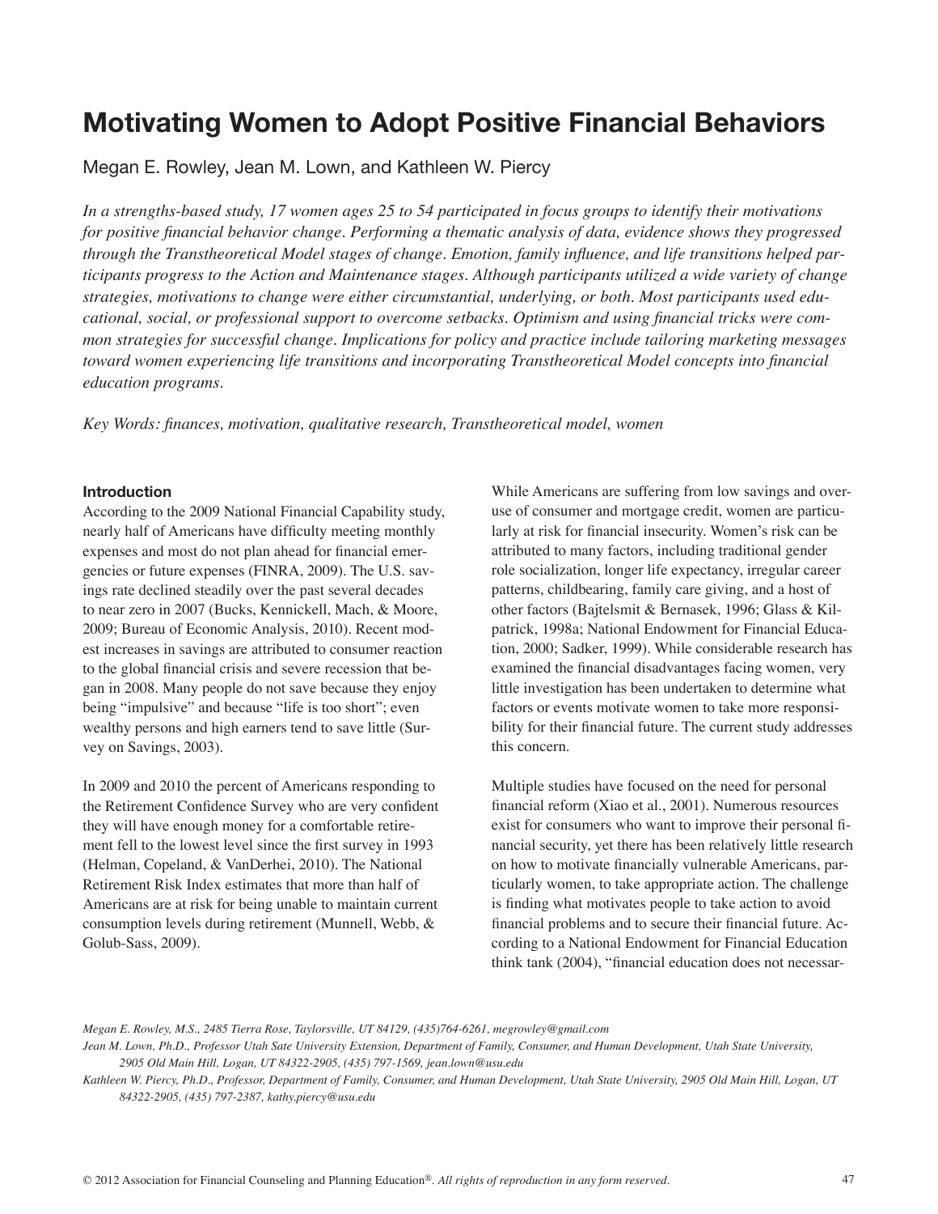# Motivating Women to Adopt Positive Financial Behaviors

Megan E. Rowley, Jean M. Lown, and Kathleen W. Piercy

*In a strengths-based study, 17 women ages 25 to 54 participated in focus groups to identify their motivations for positive financial behavior change. Performing a thematic analysis of data, evidence shows they progressed through the Transtheoretical Model stages of change. Emotion, family influence, and life transitions helped participants progress to the Action and Maintenance stages. Although participants utilized a wide variety of change strategies, motivations to change were either circumstantial, underlying, or both. Most participants used educational, social, or professional support to overcome setbacks. Optimism and using financial tricks were common strategies for successful change. Implications for policy and practice include tailoring marketing messages toward women experiencing life transitions and incorporating Transtheoretical Model concepts into financial education programs.*

*Key Words: finances, motivation, qualitative research, Transtheoretical model, women*

## Introduction

According to the 2009 National Financial Capability study, nearly half of Americans have difficulty meeting monthly expenses and most do not plan ahead for financial emergencies or future expenses (FINRA, 2009). The U.S. savings rate declined steadily over the past several decades to near zero in 2007 (Bucks, Kennickell, Mach, & Moore, 2009; Bureau of Economic Analysis, 2010). Recent modest increases in savings are attributed to consumer reaction to the global financial crisis and severe recession that began in 2008. Many people do not save because they enjoy being "impulsive" and because "life is too short"; even wealthy persons and high earners tend to save little (Survey on Savings, 2003).

In 2009 and 2010 the percent of Americans responding to the Retirement Confidence Survey who are very confident they will have enough money for a comfortable retirement fell to the lowest level since the first survey in 1993 (Helman, Copeland, & VanDerhei, 2010). The National Retirement Risk Index estimates that more than half of Americans are at risk for being unable to maintain current consumption levels during retirement (Munnell, Webb, & Golub-Sass, 2009).

While Americans are suffering from low savings and overuse of consumer and mortgage credit, women are particularly at risk for financial insecurity. Women's risk can be attributed to many factors, including traditional gender role socialization, longer life expectancy, irregular career patterns, childbearing, family care giving, and a host of other factors (Bajtelsmit & Bernasek, 1996; Glass & Kilpatrick, 1998a; National Endowment for Financial Education, 2000; Sadker, 1999). While considerable research has examined the financial disadvantages facing women, very little investigation has been undertaken to determine what factors or events motivate women to take more responsibility for their financial future. The current study addresses this concern.

Multiple studies have focused on the need for personal financial reform (Xiao et al., 2001). Numerous resources exist for consumers who want to improve their personal financial security, yet there has been relatively little research on how to motivate financially vulnerable Americans, particularly women, to take appropriate action. The challenge is finding what motivates people to take action to avoid financial problems and to secure their financial future. According to a National Endowment for Financial Education think tank (2004), "financial education does not necessar-

*Megan E. Rowley, M.S., 2485 Tierra Rose, Taylorsville, UT 84129, (435)764-6261, megrowley@gmail.com*

*Jean M. Lown, Ph.D., Professor Utah Sate University Extension, Department of Family, Consumer, and Human Development, Utah State University, 2905 Old Main Hill, Logan, UT 84322-2905, (435) 797-1569, jean.lown@usu.edu*

*Kathleen W. Piercy, Ph.D., Professor, Department of Family, Consumer, and Human Development, Utah State University, 2905 Old Main Hill, Logan, UT 84322-2905, (435) 797-2387, kathy.piercy@usu.edu*

© 2012 Association for Financial Counseling and Planning Education®. *All rights of reproduction in any form reserved.*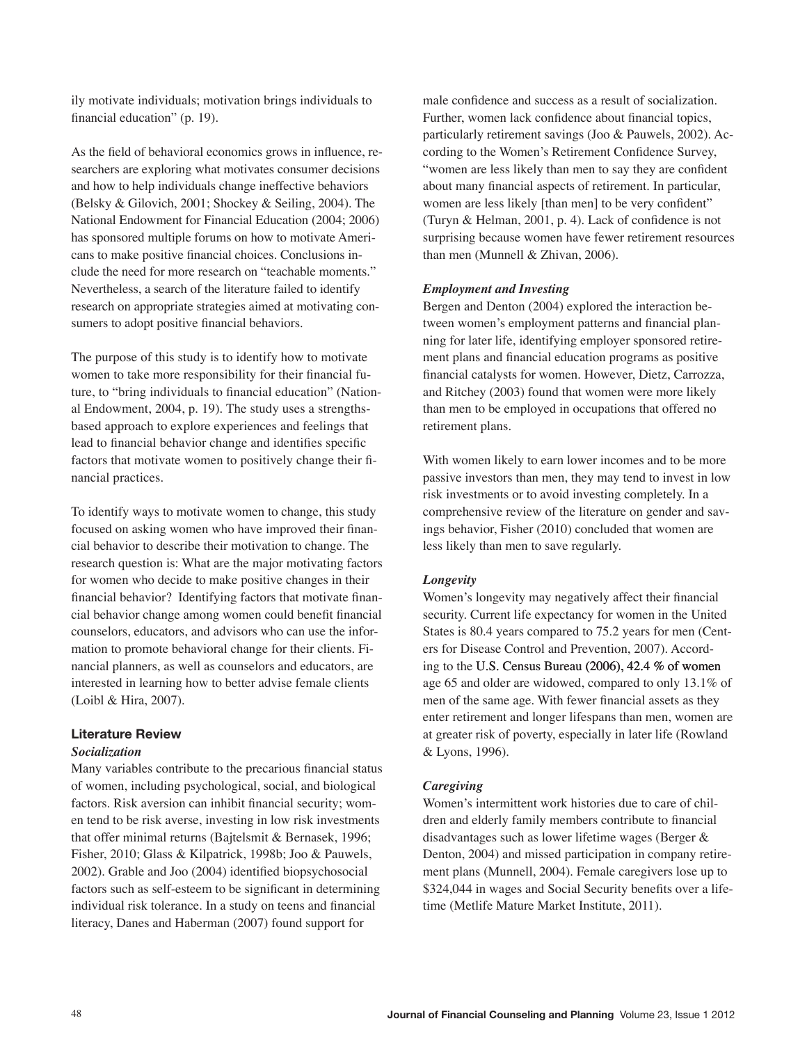ily motivate individuals; motivation brings individuals to financial education" (p. 19).

As the field of behavioral economics grows in influence, researchers are exploring what motivates consumer decisions and how to help individuals change ineffective behaviors (Belsky & Gilovich, 2001; Shockey & Seiling, 2004). The National Endowment for Financial Education (2004; 2006) has sponsored multiple forums on how to motivate Americans to make positive financial choices. Conclusions include the need for more research on "teachable moments." Nevertheless, a search of the literature failed to identify research on appropriate strategies aimed at motivating consumers to adopt positive financial behaviors.

The purpose of this study is to identify how to motivate women to take more responsibility for their financial future, to "bring individuals to financial education" (National Endowment, 2004, p. 19). The study uses a strengths-based approach to explore experiences and feelings that lead to financial behavior change and identifies specific factors that motivate women to positively change their financial practices.

To identify ways to motivate women to change, this study focused on asking women who have improved their financial behavior to describe their motivation to change. The research question is: What are the major motivating factors for women who decide to make positive changes in their financial behavior? Identifying factors that motivate financial behavior change among women could benefit financial counselors, educators, and advisors who can use the information to promote behavioral change for their clients. Financial planners, as well as counselors and educators, are interested in learning how to better advise female clients (Loibl & Hira, 2007).

## Literature Review

### *Socialization*

Many variables contribute to the precarious financial status of women, including psychological, social, and biological factors. Risk aversion can inhibit financial security; women tend to be risk averse, investing in low risk investments that offer minimal returns (Bajtelsmit & Bernasek, 1996; Fisher, 2010; Glass & Kilpatrick, 1998b; Joo & Pauwels, 2002). Grable and Joo (2004) identified biopsychosocial factors such as self-esteem to be significant in determining individual risk tolerance. In a study on teens and financial literacy, Danes and Haberman (2007) found support for male confidence and success as a result of socialization. Further, women lack confidence about financial topics, particularly retirement savings (Joo & Pauwels, 2002). According to the Women's Retirement Confidence Survey, "women are less likely than men to say they are confident about many financial aspects of retirement. In particular, women are less likely [than men] to be very confident" (Turyn & Helman, 2001, p. 4). Lack of confidence is not surprising because women have fewer retirement resources than men (Munnell & Zhivan, 2006).

### *Employment and Investing*

Bergen and Denton (2004) explored the interaction between women's employment patterns and financial planning for later life, identifying employer sponsored retirement plans and financial education programs as positive financial catalysts for women. However, Dietz, Carrozza, and Ritchey (2003) found that women were more likely than men to be employed in occupations that offered no retirement plans.

With women likely to earn lower incomes and to be more passive investors than men, they may tend to invest in low risk investments or to avoid investing completely. In a comprehensive review of the literature on gender and savings behavior, Fisher (2010) concluded that women are less likely than men to save regularly.

### *Longevity*

Women's longevity may negatively affect their financial security. Current life expectancy for women in the United States is 80.4 years compared to 75.2 years for men (Centers for Disease Control and Prevention, 2007). According to the U.S. Census Bureau (2006), 42.4 % of women age 65 and older are widowed, compared to only 13.1% of men of the same age. With fewer financial assets as they enter retirement and longer lifespans than men, women are at greater risk of poverty, especially in later life (Rowland & Lyons, 1996).

### *Caregiving*

Women's intermittent work histories due to care of children and elderly family members contribute to financial disadvantages such as lower lifetime wages (Berger & Denton, 2004) and missed participation in company retirement plans (Munnell, 2004). Female caregivers lose up to $324,044 in wages and Social Security benefits over a lifetime (Metlife Mature Market Institute, 2011).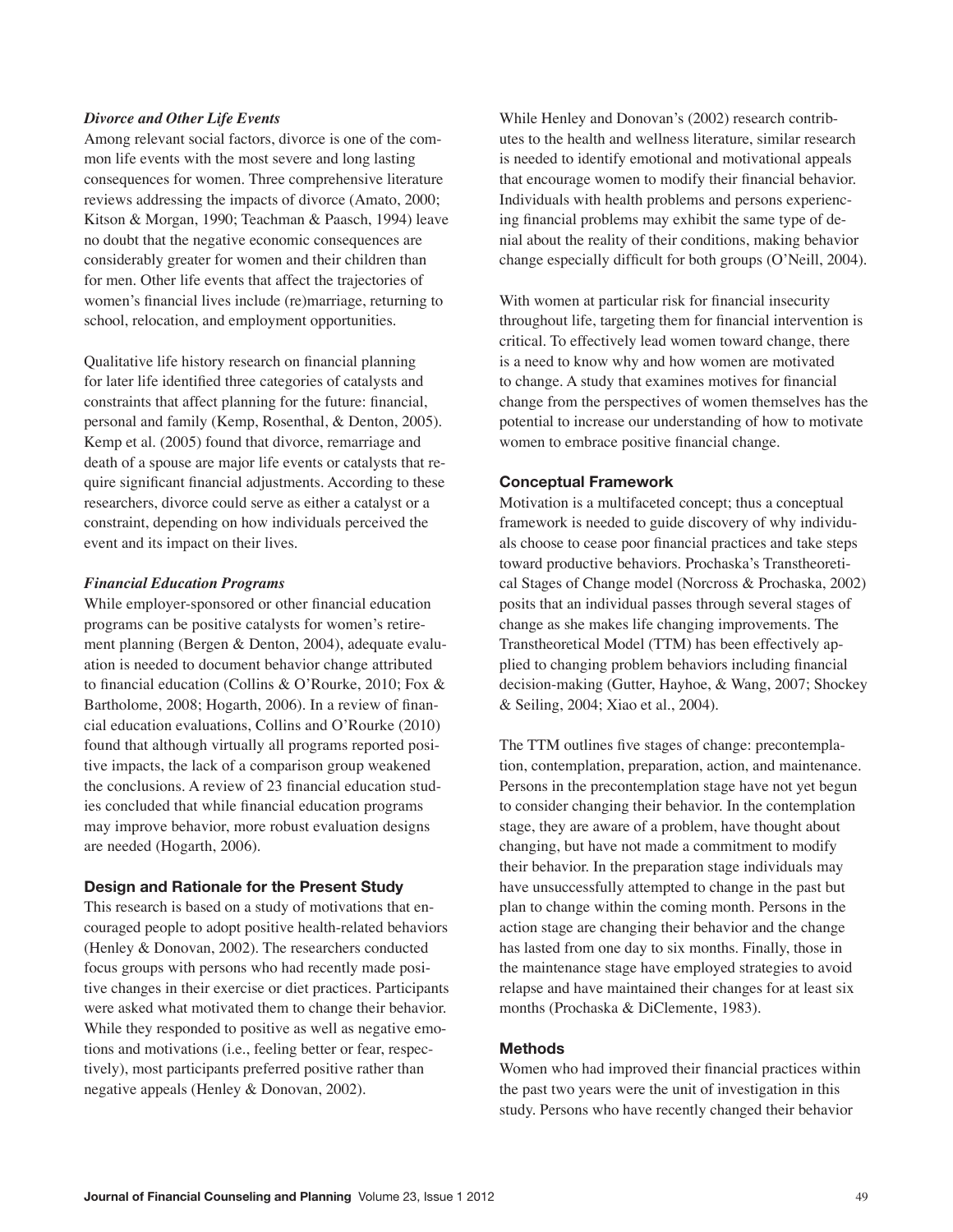### *Divorce and Other Life Events*

Among relevant social factors, divorce is one of the common life events with the most severe and long lasting consequences for women. Three comprehensive literature reviews addressing the impacts of divorce (Amato, 2000; Kitson & Morgan, 1990; Teachman & Paasch, 1994) leave no doubt that the negative economic consequences are considerably greater for women and their children than for men. Other life events that affect the trajectories of women's financial lives include (re)marriage, returning to school, relocation, and employment opportunities.

Qualitative life history research on financial planning for later life identified three categories of catalysts and constraints that affect planning for the future: financial, personal and family (Kemp, Rosenthal, & Denton, 2005). Kemp et al. (2005) found that divorce, remarriage and death of a spouse are major life events or catalysts that require significant financial adjustments. According to these researchers, divorce could serve as either a catalyst or a constraint, depending on how individuals perceived the event and its impact on their lives.

### *Financial Education Programs*

While employer-sponsored or other financial education programs can be positive catalysts for women's retirement planning (Bergen & Denton, 2004), adequate evaluation is needed to document behavior change attributed to financial education (Collins & O'Rourke, 2010; Fox & Bartholome, 2008; Hogarth, 2006). In a review of financial education evaluations, Collins and O'Rourke (2010) found that although virtually all programs reported positive impacts, the lack of a comparison group weakened the conclusions. A review of 23 financial education studies concluded that while financial education programs may improve behavior, more robust evaluation designs are needed (Hogarth, 2006).

## Design and Rationale for the Present Study

This research is based on a study of motivations that encouraged people to adopt positive health-related behaviors (Henley & Donovan, 2002). The researchers conducted focus groups with persons who had recently made positive changes in their exercise or diet practices. Participants were asked what motivated them to change their behavior. While they responded to positive as well as negative emotions and motivations (i.e., feeling better or fear, respectively), most participants preferred positive rather than negative appeals (Henley & Donovan, 2002).

While Henley and Donovan's (2002) research contributes to the health and wellness literature, similar research is needed to identify emotional and motivational appeals that encourage women to modify their financial behavior. Individuals with health problems and persons experiencing financial problems may exhibit the same type of denial about the reality of their conditions, making behavior change especially difficult for both groups (O'Neill, 2004).

With women at particular risk for financial insecurity throughout life, targeting them for financial intervention is critical. To effectively lead women toward change, there is a need to know why and how women are motivated to change. A study that examines motives for financial change from the perspectives of women themselves has the potential to increase our understanding of how to motivate women to embrace positive financial change.

## Conceptual Framework

Motivation is a multifaceted concept; thus a conceptual framework is needed to guide discovery of why individuals choose to cease poor financial practices and take steps toward productive behaviors. Prochaska's Transtheoretical Stages of Change model (Norcross & Prochaska, 2002) posits that an individual passes through several stages of change as she makes life changing improvements. The Transtheoretical Model (TTM) has been effectively applied to changing problem behaviors including financial decision-making (Gutter, Hayhoe, & Wang, 2007; Shockey & Seiling, 2004; Xiao et al., 2004).

The TTM outlines five stages of change: precontemplation, contemplation, preparation, action, and maintenance. Persons in the precontemplation stage have not yet begun to consider changing their behavior. In the contemplation stage, they are aware of a problem, have thought about changing, but have not made a commitment to modify their behavior. In the preparation stage individuals may have unsuccessfully attempted to change in the past but plan to change within the coming month. Persons in the action stage are changing their behavior and the change has lasted from one day to six months. Finally, those in the maintenance stage have employed strategies to avoid relapse and have maintained their changes for at least six months (Prochaska & DiClemente, 1983).

## Methods

Women who had improved their financial practices within the past two years were the unit of investigation in this study. Persons who have recently changed their behavior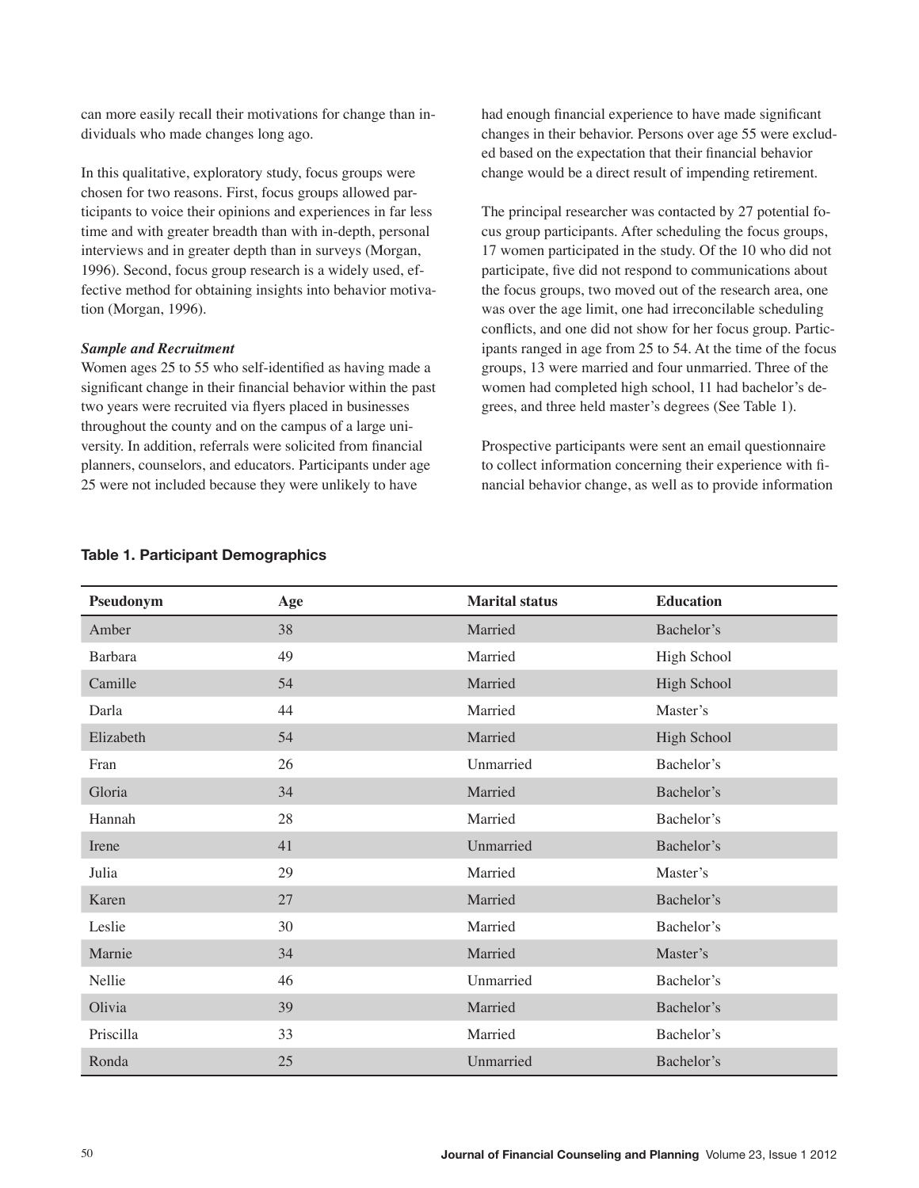can more easily recall their motivations for change than individuals who made changes long ago.

In this qualitative, exploratory study, focus groups were chosen for two reasons. First, focus groups allowed participants to voice their opinions and experiences in far less time and with greater breadth than with in-depth, personal interviews and in greater depth than in surveys (Morgan, 1996). Second, focus group research is a widely used, effective method for obtaining insights into behavior motivation (Morgan, 1996).

***Sample and Recruitment***

Women ages 25 to 55 who self-identified as having made a significant change in their financial behavior within the past two years were recruited via flyers placed in businesses throughout the county and on the campus of a large university. In addition, referrals were solicited from financial planners, counselors, and educators. Participants under age 25 were not included because they were unlikely to have had enough financial experience to have made significant changes in their behavior. Persons over age 55 were excluded based on the expectation that their financial behavior change would be a direct result of impending retirement.

The principal researcher was contacted by 27 potential focus group participants. After scheduling the focus groups, 17 women participated in the study. Of the 10 who did not participate, five did not respond to communications about the focus groups, two moved out of the research area, one was over the age limit, one had irreconcilable scheduling conflicts, and one did not show for her focus group. Participants ranged in age from 25 to 54. At the time of the focus groups, 13 were married and four unmarried. Three of the women had completed high school, 11 had bachelor's degrees, and three held master's degrees (See Table 1).

Prospective participants were sent an email questionnaire to collect information concerning their experience with financial behavior change, as well as to provide information

**Table 1. Participant Demographics**

| Pseudonym | Age | Marital status | Education |
|---|---|---|---|
| Amber | 38 | Married | Bachelor's |
| Barbara | 49 | Married | High School |
| Camille | 54 | Married | High School |
| Darla | 44 | Married | Master's |
| Elizabeth | 54 | Married | High School |
| Fran | 26 | Unmarried | Bachelor's |
| Gloria | 34 | Married | Bachelor's |
| Hannah | 28 | Married | Bachelor's |
| Irene | 41 | Unmarried | Bachelor's |
| Julia | 29 | Married | Master's |
| Karen | 27 | Married | Bachelor's |
| Leslie | 30 | Married | Bachelor's |
| Marnie | 34 | Married | Master's |
| Nellie | 46 | Unmarried | Bachelor's |
| Olivia | 39 | Married | Bachelor's |
| Priscilla | 33 | Married | Bachelor's |
| Ronda | 25 | Unmarried | Bachelor's |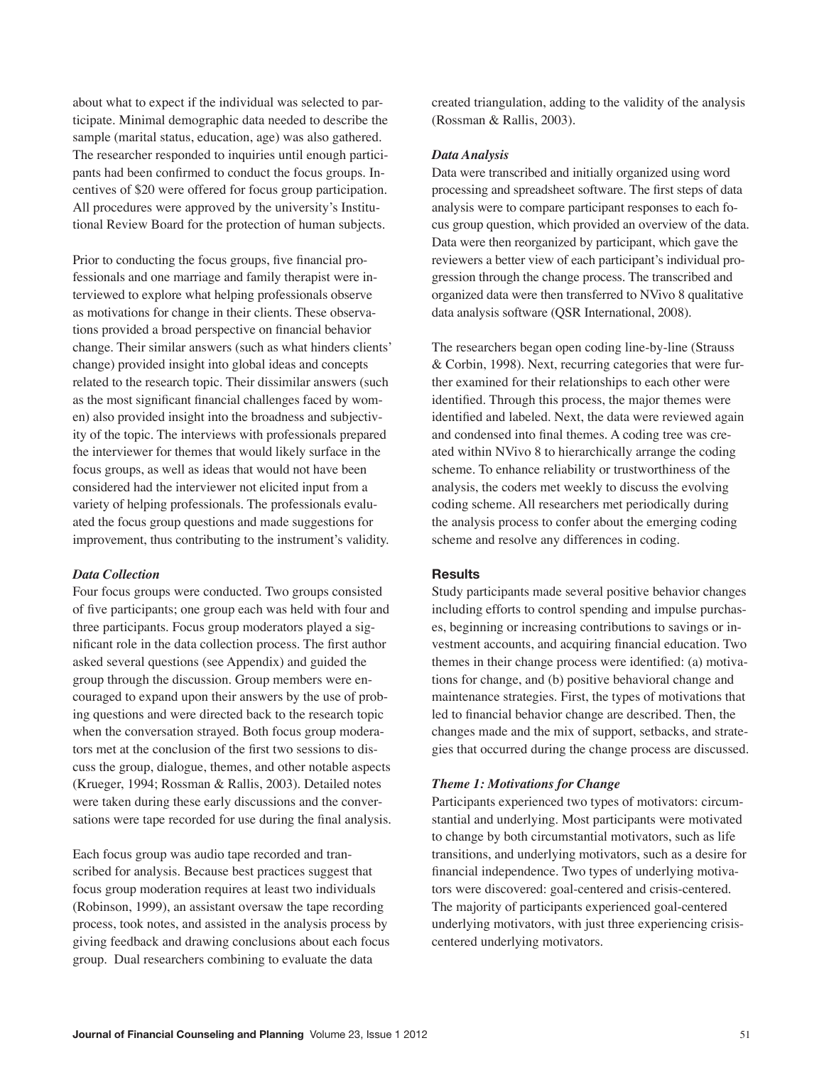about what to expect if the individual was selected to participate. Minimal demographic data needed to describe the sample (marital status, education, age) was also gathered. The researcher responded to inquiries until enough participants had been confirmed to conduct the focus groups. Incentives of $20 were offered for focus group participation. All procedures were approved by the university's Institutional Review Board for the protection of human subjects.

Prior to conducting the focus groups, five financial professionals and one marriage and family therapist were interviewed to explore what helping professionals observe as motivations for change in their clients. These observations provided a broad perspective on financial behavior change. Their similar answers (such as what hinders clients' change) provided insight into global ideas and concepts related to the research topic. Their dissimilar answers (such as the most significant financial challenges faced by women) also provided insight into the broadness and subjectivity of the topic. The interviews with professionals prepared the interviewer for themes that would likely surface in the focus groups, as well as ideas that would not have been considered had the interviewer not elicited input from a variety of helping professionals. The professionals evaluated the focus group questions and made suggestions for improvement, thus contributing to the instrument's validity.

### *Data Collection*

Four focus groups were conducted. Two groups consisted of five participants; one group each was held with four and three participants. Focus group moderators played a significant role in the data collection process. The first author asked several questions (see Appendix) and guided the group through the discussion. Group members were encouraged to expand upon their answers by the use of probing questions and were directed back to the research topic when the conversation strayed. Both focus group moderators met at the conclusion of the first two sessions to discuss the group, dialogue, themes, and other notable aspects (Krueger, 1994; Rossman & Rallis, 2003). Detailed notes were taken during these early discussions and the conversations were tape recorded for use during the final analysis.

Each focus group was audio tape recorded and transcribed for analysis. Because best practices suggest that focus group moderation requires at least two individuals (Robinson, 1999), an assistant oversaw the tape recording process, took notes, and assisted in the analysis process by giving feedback and drawing conclusions about each focus group. Dual researchers combining to evaluate the data created triangulation, adding to the validity of the analysis (Rossman & Rallis, 2003).

### *Data Analysis*

Data were transcribed and initially organized using word processing and spreadsheet software. The first steps of data analysis were to compare participant responses to each focus group question, which provided an overview of the data. Data were then reorganized by participant, which gave the reviewers a better view of each participant's individual progression through the change process. The transcribed and organized data were then transferred to NVivo 8 qualitative data analysis software (QSR International, 2008).

The researchers began open coding line-by-line (Strauss & Corbin, 1998). Next, recurring categories that were further examined for their relationships to each other were identified. Through this process, the major themes were identified and labeled. Next, the data were reviewed again and condensed into final themes. A coding tree was created within NVivo 8 to hierarchically arrange the coding scheme. To enhance reliability or trustworthiness of the analysis, the coders met weekly to discuss the evolving coding scheme. All researchers met periodically during the analysis process to confer about the emerging coding scheme and resolve any differences in coding.

## Results

Study participants made several positive behavior changes including efforts to control spending and impulse purchases, beginning or increasing contributions to savings or investment accounts, and acquiring financial education. Two themes in their change process were identified: (a) motivations for change, and (b) positive behavioral change and maintenance strategies. First, the types of motivations that led to financial behavior change are described. Then, the changes made and the mix of support, setbacks, and strategies that occurred during the change process are discussed.

### *Theme 1: Motivations for Change*

Participants experienced two types of motivators: circumstantial and underlying. Most participants were motivated to change by both circumstantial motivators, such as life transitions, and underlying motivators, such as a desire for financial independence. Two types of underlying motivators were discovered: goal-centered and crisis-centered. The majority of participants experienced goal-centered underlying motivators, with just three experiencing crisis-centered underlying motivators.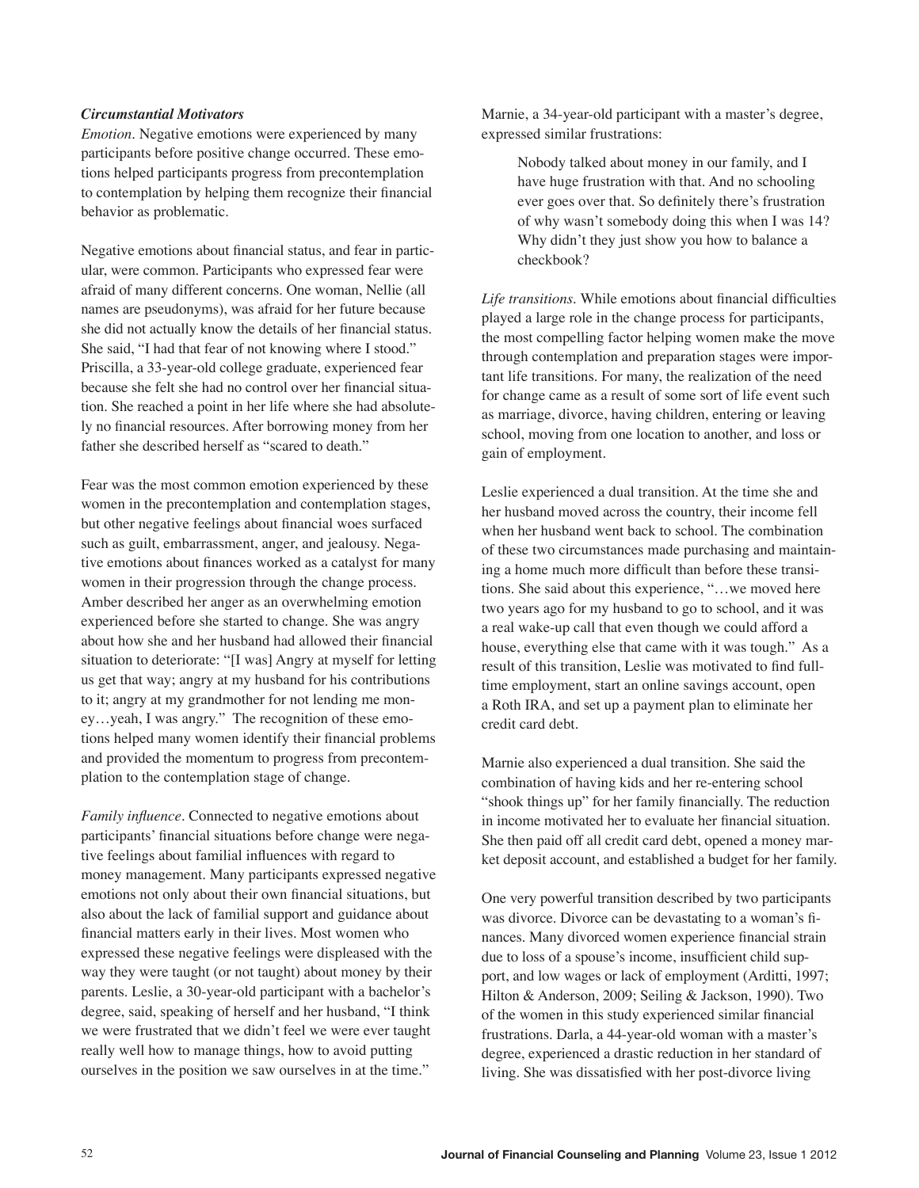### *Circumstantial Motivators*

*Emotion*. Negative emotions were experienced by many participants before positive change occurred. These emotions helped participants progress from precontemplation to contemplation by helping them recognize their financial behavior as problematic.

Negative emotions about financial status, and fear in particular, were common. Participants who expressed fear were afraid of many different concerns. One woman, Nellie (all names are pseudonyms), was afraid for her future because she did not actually know the details of her financial status. She said, "I had that fear of not knowing where I stood." Priscilla, a 33-year-old college graduate, experienced fear because she felt she had no control over her financial situation. She reached a point in her life where she had absolutely no financial resources. After borrowing money from her father she described herself as "scared to death."

Fear was the most common emotion experienced by these women in the precontemplation and contemplation stages, but other negative feelings about financial woes surfaced such as guilt, embarrassment, anger, and jealousy. Negative emotions about finances worked as a catalyst for many women in their progression through the change process. Amber described her anger as an overwhelming emotion experienced before she started to change. She was angry about how she and her husband had allowed their financial situation to deteriorate: "[I was] Angry at myself for letting us get that way; angry at my husband for his contributions to it; angry at my grandmother for not lending me money…yeah, I was angry." The recognition of these emotions helped many women identify their financial problems and provided the momentum to progress from precontemplation to the contemplation stage of change.

*Family influence*. Connected to negative emotions about participants' financial situations before change were negative feelings about familial influences with regard to money management. Many participants expressed negative emotions not only about their own financial situations, but also about the lack of familial support and guidance about financial matters early in their lives. Most women who expressed these negative feelings were displeased with the way they were taught (or not taught) about money by their parents. Leslie, a 30-year-old participant with a bachelor's degree, said, speaking of herself and her husband, "I think we were frustrated that we didn't feel we were ever taught really well how to manage things, how to avoid putting ourselves in the position we saw ourselves in at the time."

Marnie, a 34-year-old participant with a master's degree, expressed similar frustrations:

> Nobody talked about money in our family, and I have huge frustration with that. And no schooling ever goes over that. So definitely there's frustration of why wasn't somebody doing this when I was 14? Why didn't they just show you how to balance a checkbook?

*Life transitions*. While emotions about financial difficulties played a large role in the change process for participants, the most compelling factor helping women make the move through contemplation and preparation stages were important life transitions. For many, the realization of the need for change came as a result of some sort of life event such as marriage, divorce, having children, entering or leaving school, moving from one location to another, and loss or gain of employment.

Leslie experienced a dual transition. At the time she and her husband moved across the country, their income fell when her husband went back to school. The combination of these two circumstances made purchasing and maintaining a home much more difficult than before these transitions. She said about this experience, "…we moved here two years ago for my husband to go to school, and it was a real wake-up call that even though we could afford a house, everything else that came with it was tough." As a result of this transition, Leslie was motivated to find full-time employment, start an online savings account, open a Roth IRA, and set up a payment plan to eliminate her credit card debt.

Marnie also experienced a dual transition. She said the combination of having kids and her re-entering school "shook things up" for her family financially. The reduction in income motivated her to evaluate her financial situation. She then paid off all credit card debt, opened a money market deposit account, and established a budget for her family.

One very powerful transition described by two participants was divorce. Divorce can be devastating to a woman's finances. Many divorced women experience financial strain due to loss of a spouse's income, insufficient child support, and low wages or lack of employment (Arditti, 1997; Hilton & Anderson, 2009; Seiling & Jackson, 1990). Two of the women in this study experienced similar financial frustrations. Darla, a 44-year-old woman with a master's degree, experienced a drastic reduction in her standard of living. She was dissatisfied with her post-divorce living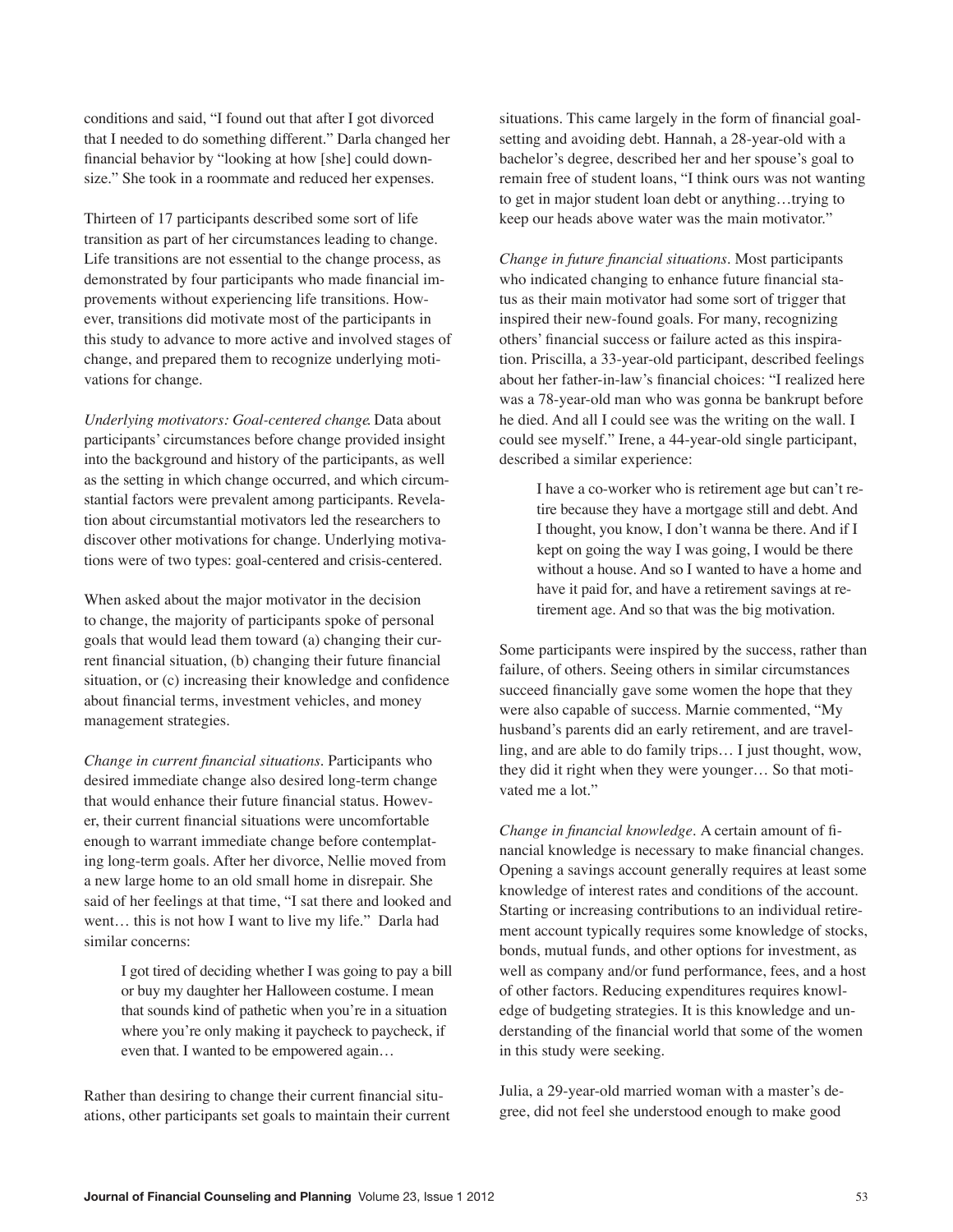conditions and said, "I found out that after I got divorced that I needed to do something different." Darla changed her financial behavior by "looking at how [she] could downsize." She took in a roommate and reduced her expenses.

Thirteen of 17 participants described some sort of life transition as part of her circumstances leading to change. Life transitions are not essential to the change process, as demonstrated by four participants who made financial improvements without experiencing life transitions. However, transitions did motivate most of the participants in this study to advance to more active and involved stages of change, and prepared them to recognize underlying motivations for change.

*Underlying motivators: Goal-centered change.* Data about participants' circumstances before change provided insight into the background and history of the participants, as well as the setting in which change occurred, and which circumstantial factors were prevalent among participants. Revelation about circumstantial motivators led the researchers to discover other motivations for change. Underlying motivations were of two types: goal-centered and crisis-centered.

When asked about the major motivator in the decision to change, the majority of participants spoke of personal goals that would lead them toward (a) changing their current financial situation, (b) changing their future financial situation, or (c) increasing their knowledge and confidence about financial terms, investment vehicles, and money management strategies.

*Change in current financial situations.* Participants who desired immediate change also desired long-term change that would enhance their future financial status. However, their current financial situations were uncomfortable enough to warrant immediate change before contemplating long-term goals. After her divorce, Nellie moved from a new large home to an old small home in disrepair. She said of her feelings at that time, "I sat there and looked and went… this is not how I want to live my life." Darla had similar concerns:

> I got tired of deciding whether I was going to pay a bill or buy my daughter her Halloween costume. I mean that sounds kind of pathetic when you're in a situation where you're only making it paycheck to paycheck, if even that. I wanted to be empowered again…

Rather than desiring to change their current financial situations, other participants set goals to maintain their current situations. This came largely in the form of financial goal-setting and avoiding debt. Hannah, a 28-year-old with a bachelor's degree, described her and her spouse's goal to remain free of student loans, "I think ours was not wanting to get in major student loan debt or anything…trying to keep our heads above water was the main motivator."

*Change in future financial situations.* Most participants who indicated changing to enhance future financial status as their main motivator had some sort of trigger that inspired their new-found goals. For many, recognizing others' financial success or failure acted as this inspiration. Priscilla, a 33-year-old participant, described feelings about her father-in-law's financial choices: "I realized here was a 78-year-old man who was gonna be bankrupt before he died. And all I could see was the writing on the wall. I could see myself." Irene, a 44-year-old single participant, described a similar experience:

> I have a co-worker who is retirement age but can't retire because they have a mortgage still and debt. And I thought, you know, I don't wanna be there. And if I kept on going the way I was going, I would be there without a house. And so I wanted to have a home and have it paid for, and have a retirement savings at retirement age. And so that was the big motivation.

Some participants were inspired by the success, rather than failure, of others. Seeing others in similar circumstances succeed financially gave some women the hope that they were also capable of success. Marnie commented, "My husband's parents did an early retirement, and are travelling, and are able to do family trips… I just thought, wow, they did it right when they were younger… So that motivated me a lot."

*Change in financial knowledge.* A certain amount of financial knowledge is necessary to make financial changes. Opening a savings account generally requires at least some knowledge of interest rates and conditions of the account. Starting or increasing contributions to an individual retirement account typically requires some knowledge of stocks, bonds, mutual funds, and other options for investment, as well as company and/or fund performance, fees, and a host of other factors. Reducing expenditures requires knowledge of budgeting strategies. It is this knowledge and understanding of the financial world that some of the women in this study were seeking.

Julia, a 29-year-old married woman with a master's degree, did not feel she understood enough to make good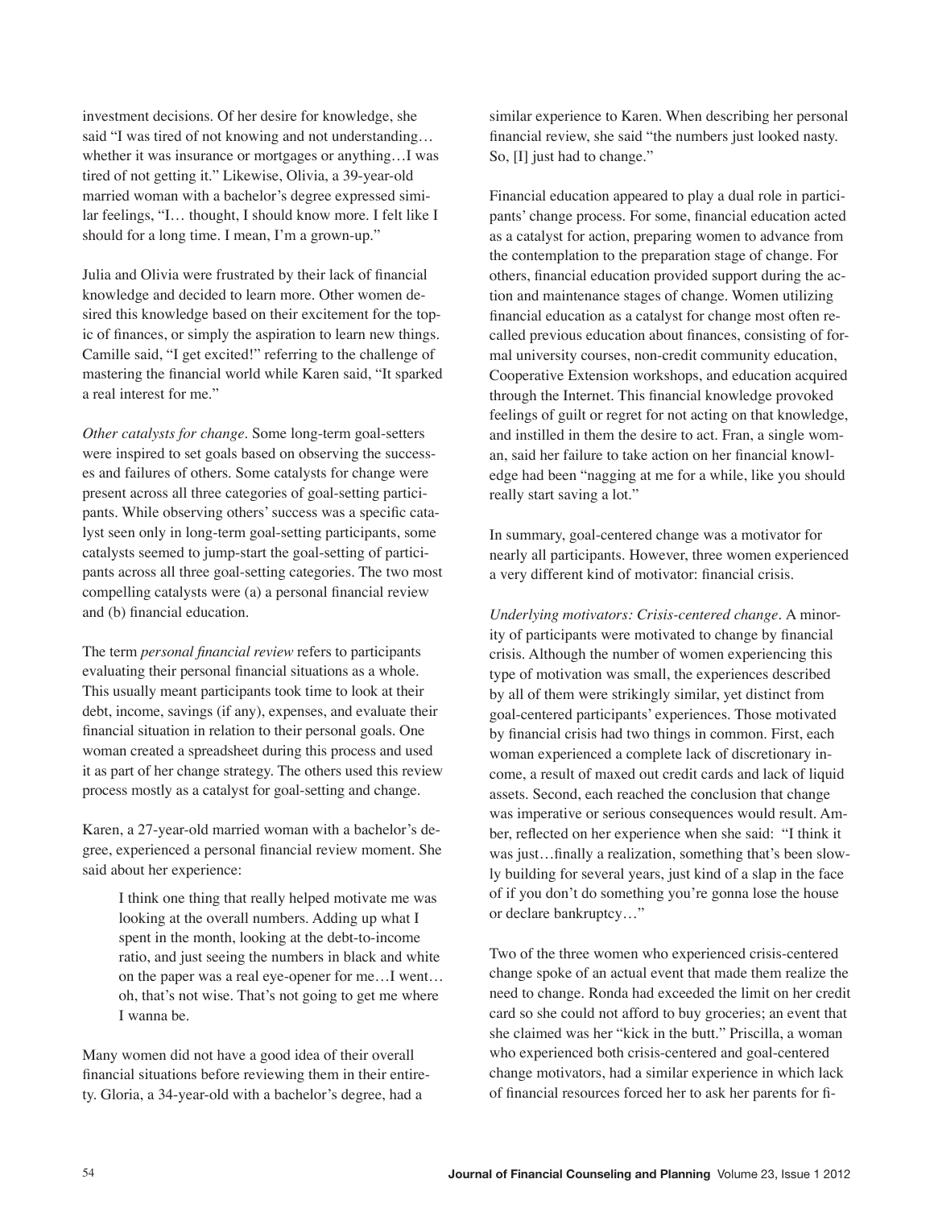investment decisions. Of her desire for knowledge, she said "I was tired of not knowing and not understanding… whether it was insurance or mortgages or anything…I was tired of not getting it." Likewise, Olivia, a 39-year-old married woman with a bachelor's degree expressed similar feelings, "I… thought, I should know more. I felt like I should for a long time. I mean, I'm a grown-up."

Julia and Olivia were frustrated by their lack of financial knowledge and decided to learn more. Other women desired this knowledge based on their excitement for the topic of finances, or simply the aspiration to learn new things. Camille said, "I get excited!" referring to the challenge of mastering the financial world while Karen said, "It sparked a real interest for me."

*Other catalysts for change*. Some long-term goal-setters were inspired to set goals based on observing the successes and failures of others. Some catalysts for change were present across all three categories of goal-setting participants. While observing others' success was a specific catalyst seen only in long-term goal-setting participants, some catalysts seemed to jump-start the goal-setting of participants across all three goal-setting categories. The two most compelling catalysts were (a) a personal financial review and (b) financial education.

The term *personal financial review* refers to participants evaluating their personal financial situations as a whole. This usually meant participants took time to look at their debt, income, savings (if any), expenses, and evaluate their financial situation in relation to their personal goals. One woman created a spreadsheet during this process and used it as part of her change strategy. The others used this review process mostly as a catalyst for goal-setting and change.

Karen, a 27-year-old married woman with a bachelor's degree, experienced a personal financial review moment. She said about her experience:

> I think one thing that really helped motivate me was looking at the overall numbers. Adding up what I spent in the month, looking at the debt-to-income ratio, and just seeing the numbers in black and white on the paper was a real eye-opener for me…I went… oh, that's not wise. That's not going to get me where I wanna be.

Many women did not have a good idea of their overall financial situations before reviewing them in their entirety. Gloria, a 34-year-old with a bachelor's degree, had a similar experience to Karen. When describing her personal financial review, she said "the numbers just looked nasty. So, [I] just had to change."

Financial education appeared to play a dual role in participants' change process. For some, financial education acted as a catalyst for action, preparing women to advance from the contemplation to the preparation stage of change. For others, financial education provided support during the action and maintenance stages of change. Women utilizing financial education as a catalyst for change most often recalled previous education about finances, consisting of formal university courses, non-credit community education, Cooperative Extension workshops, and education acquired through the Internet. This financial knowledge provoked feelings of guilt or regret for not acting on that knowledge, and instilled in them the desire to act. Fran, a single woman, said her failure to take action on her financial knowledge had been "nagging at me for a while, like you should really start saving a lot."

In summary, goal-centered change was a motivator for nearly all participants. However, three women experienced a very different kind of motivator: financial crisis.

*Underlying motivators: Crisis-centered change*. A minority of participants were motivated to change by financial crisis. Although the number of women experiencing this type of motivation was small, the experiences described by all of them were strikingly similar, yet distinct from goal-centered participants' experiences. Those motivated by financial crisis had two things in common. First, each woman experienced a complete lack of discretionary income, a result of maxed out credit cards and lack of liquid assets. Second, each reached the conclusion that change was imperative or serious consequences would result. Amber, reflected on her experience when she said: "I think it was just…finally a realization, something that's been slowly building for several years, just kind of a slap in the face of if you don't do something you're gonna lose the house or declare bankruptcy…"

Two of the three women who experienced crisis-centered change spoke of an actual event that made them realize the need to change. Ronda had exceeded the limit on her credit card so she could not afford to buy groceries; an event that she claimed was her "kick in the butt." Priscilla, a woman who experienced both crisis-centered and goal-centered change motivators, had a similar experience in which lack of financial resources forced her to ask her parents for fi-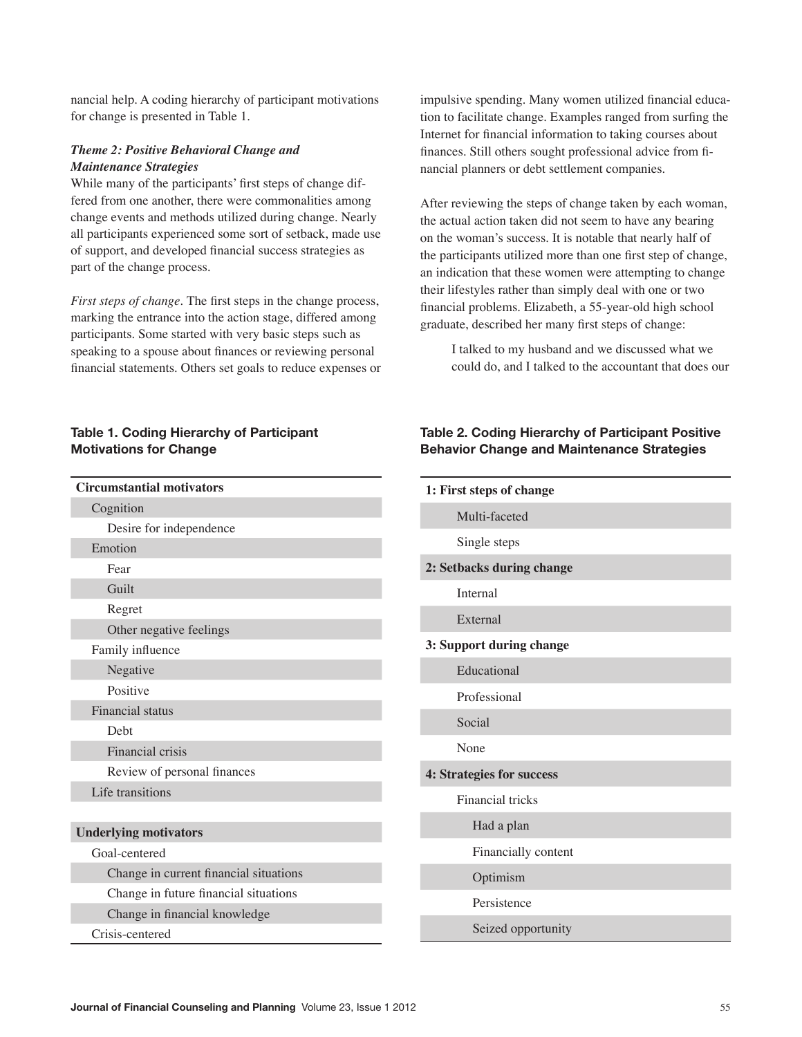nancial help. A coding hierarchy of participant motivations for change is presented in Table 1.

### *Theme 2: Positive Behavioral Change and Maintenance Strategies*

While many of the participants' first steps of change differed from one another, there were commonalities among change events and methods utilized during change. Nearly all participants experienced some sort of setback, made use of support, and developed financial success strategies as part of the change process.

*First steps of change*. The first steps in the change process, marking the entrance into the action stage, differed among participants. Some started with very basic steps such as speaking to a spouse about finances or reviewing personal financial statements. Others set goals to reduce expenses or impulsive spending. Many women utilized financial education to facilitate change. Examples ranged from surfing the Internet for financial information to taking courses about finances. Still others sought professional advice from financial planners or debt settlement companies.

After reviewing the steps of change taken by each woman, the actual action taken did not seem to have any bearing on the woman's success. It is notable that nearly half of the participants utilized more than one first step of change, an indication that these women were attempting to change their lifestyles rather than simply deal with one or two financial problems. Elizabeth, a 55-year-old high school graduate, described her many first steps of change:

> I talked to my husband and we discussed what we could do, and I talked to the accountant that does our

**Table 1. Coding Hierarchy of Participant Motivations for Change**

| **Circumstantial motivators** |
|---|
| Cognition |
| Desire for independence |
| Emotion |
| Fear |
| Guilt |
| Regret |
| Other negative feelings |
| Family influence |
| Negative |
| Positive |
| Financial status |
| Debt |
| Financial crisis |
| Review of personal finances |
| Life transitions |
| **Underlying motivators** |
| Goal-centered |
| Change in current financial situations |
| Change in future financial situations |
| Change in financial knowledge |
| Crisis-centered |

**Table 2. Coding Hierarchy of Participant Positive Behavior Change and Maintenance Strategies**

| **1: First steps of change** |
|---|
| Multi-faceted |
| Single steps |
| **2: Setbacks during change** |
| Internal |
| External |
| **3: Support during change** |
| Educational |
| Professional |
| Social |
| None |
| **4: Strategies for success** |
| Financial tricks |
| Had a plan |
| Financially content |
| Optimism |
| Persistence |
| Seized opportunity |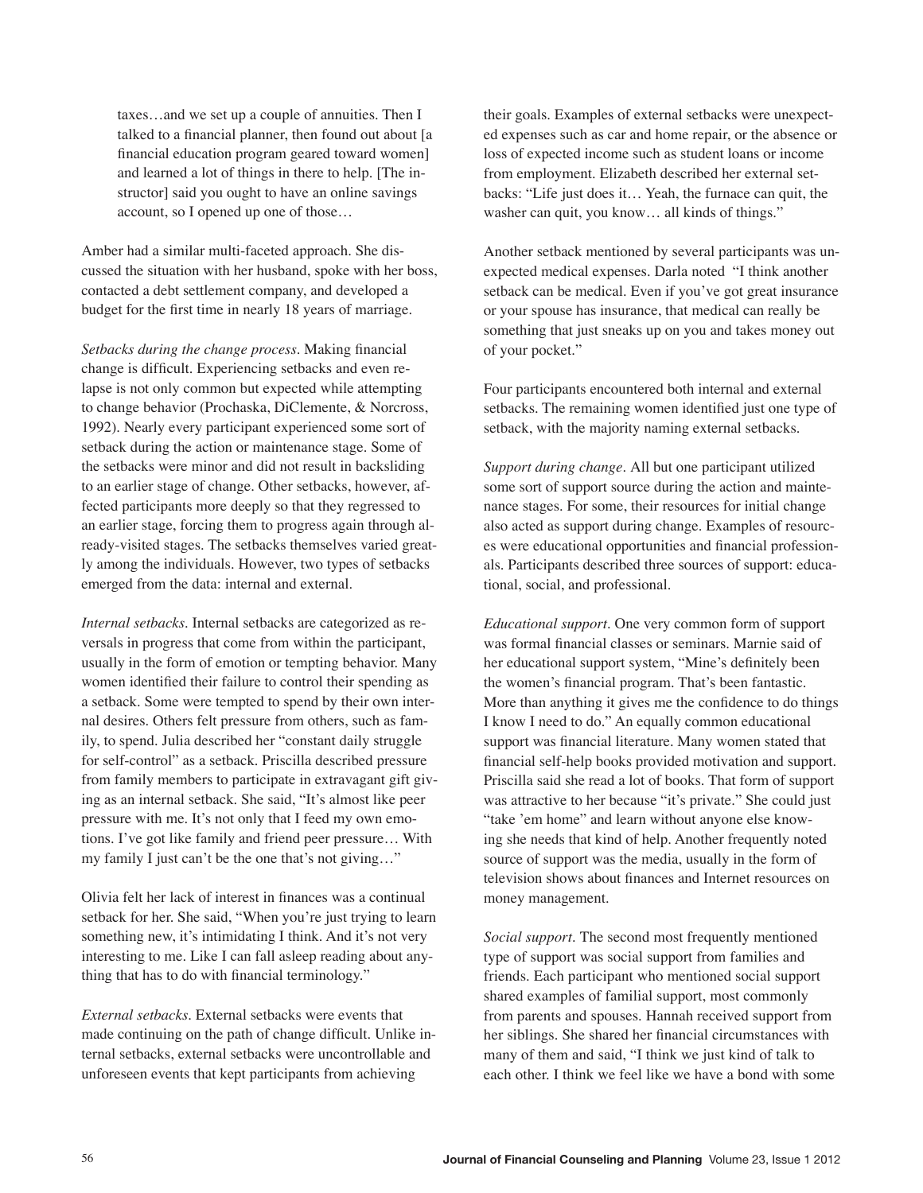> taxes…and we set up a couple of annuities. Then I talked to a financial planner, then found out about [a financial education program geared toward women] and learned a lot of things in there to help. [The instructor] said you ought to have an online savings account, so I opened up one of those…

Amber had a similar multi-faceted approach. She discussed the situation with her husband, spoke with her boss, contacted a debt settlement company, and developed a budget for the first time in nearly 18 years of marriage.

*Setbacks during the change process*. Making financial change is difficult. Experiencing setbacks and even relapse is not only common but expected while attempting to change behavior (Prochaska, DiClemente, & Norcross, 1992). Nearly every participant experienced some sort of setback during the action or maintenance stage. Some of the setbacks were minor and did not result in backsliding to an earlier stage of change. Other setbacks, however, affected participants more deeply so that they regressed to an earlier stage, forcing them to progress again through already-visited stages. The setbacks themselves varied greatly among the individuals. However, two types of setbacks emerged from the data: internal and external.

*Internal setbacks*. Internal setbacks are categorized as reversals in progress that come from within the participant, usually in the form of emotion or tempting behavior. Many women identified their failure to control their spending as a setback. Some were tempted to spend by their own internal desires. Others felt pressure from others, such as family, to spend. Julia described her "constant daily struggle for self-control" as a setback. Priscilla described pressure from family members to participate in extravagant gift giving as an internal setback. She said, "It's almost like peer pressure with me. It's not only that I feed my own emotions. I've got like family and friend peer pressure… With my family I just can't be the one that's not giving…"

Olivia felt her lack of interest in finances was a continual setback for her. She said, "When you're just trying to learn something new, it's intimidating I think. And it's not very interesting to me. Like I can fall asleep reading about anything that has to do with financial terminology."

*External setbacks*. External setbacks were events that made continuing on the path of change difficult. Unlike internal setbacks, external setbacks were uncontrollable and unforeseen events that kept participants from achieving their goals. Examples of external setbacks were unexpected expenses such as car and home repair, or the absence or loss of expected income such as student loans or income from employment. Elizabeth described her external setbacks: "Life just does it… Yeah, the furnace can quit, the washer can quit, you know… all kinds of things."

Another setback mentioned by several participants was unexpected medical expenses. Darla noted "I think another setback can be medical. Even if you've got great insurance or your spouse has insurance, that medical can really be something that just sneaks up on you and takes money out of your pocket."

Four participants encountered both internal and external setbacks. The remaining women identified just one type of setback, with the majority naming external setbacks.

*Support during change*. All but one participant utilized some sort of support source during the action and maintenance stages. For some, their resources for initial change also acted as support during change. Examples of resources were educational opportunities and financial professionals. Participants described three sources of support: educational, social, and professional.

*Educational support*. One very common form of support was formal financial classes or seminars. Marnie said of her educational support system, "Mine's definitely been the women's financial program. That's been fantastic. More than anything it gives me the confidence to do things I know I need to do." An equally common educational support was financial literature. Many women stated that financial self-help books provided motivation and support. Priscilla said she read a lot of books. That form of support was attractive to her because "it's private." She could just "take 'em home" and learn without anyone else knowing she needs that kind of help. Another frequently noted source of support was the media, usually in the form of television shows about finances and Internet resources on money management.

*Social support*. The second most frequently mentioned type of support was social support from families and friends. Each participant who mentioned social support shared examples of familial support, most commonly from parents and spouses. Hannah received support from her siblings. She shared her financial circumstances with many of them and said, "I think we just kind of talk to each other. I think we feel like we have a bond with some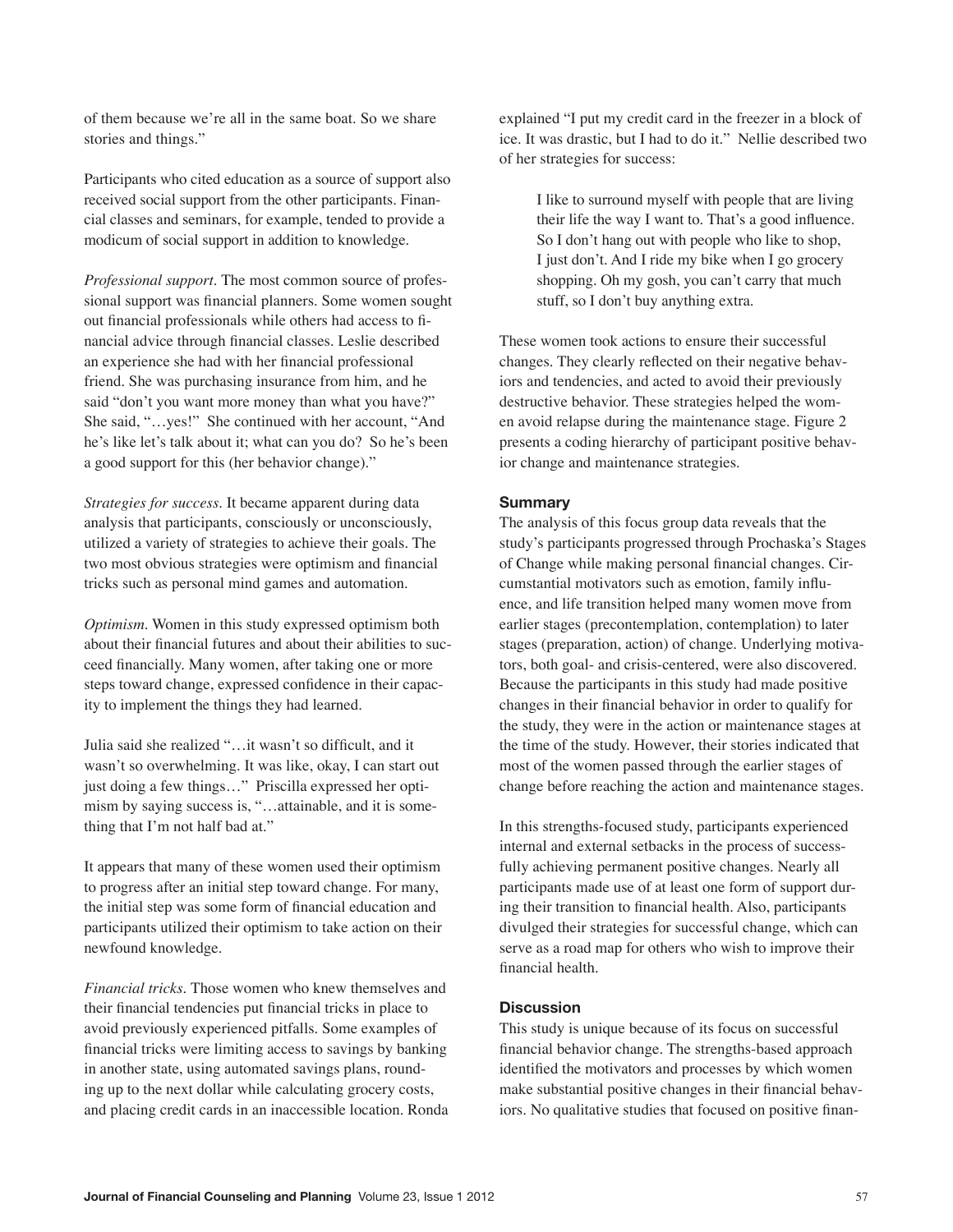of them because we're all in the same boat. So we share stories and things."

Participants who cited education as a source of support also received social support from the other participants. Financial classes and seminars, for example, tended to provide a modicum of social support in addition to knowledge.

*Professional support*. The most common source of professional support was financial planners. Some women sought out financial professionals while others had access to financial advice through financial classes. Leslie described an experience she had with her financial professional friend. She was purchasing insurance from him, and he said "don't you want more money than what you have?" She said, "…yes!" She continued with her account, "And he's like let's talk about it; what can you do? So he's been a good support for this (her behavior change)."

*Strategies for success*. It became apparent during data analysis that participants, consciously or unconsciously, utilized a variety of strategies to achieve their goals. The two most obvious strategies were optimism and financial tricks such as personal mind games and automation.

*Optimism*. Women in this study expressed optimism both about their financial futures and about their abilities to succeed financially. Many women, after taking one or more steps toward change, expressed confidence in their capacity to implement the things they had learned.

Julia said she realized "…it wasn't so difficult, and it wasn't so overwhelming. It was like, okay, I can start out just doing a few things…" Priscilla expressed her optimism by saying success is, "…attainable, and it is something that I'm not half bad at."

It appears that many of these women used their optimism to progress after an initial step toward change. For many, the initial step was some form of financial education and participants utilized their optimism to take action on their newfound knowledge.

*Financial tricks*. Those women who knew themselves and their financial tendencies put financial tricks in place to avoid previously experienced pitfalls. Some examples of financial tricks were limiting access to savings by banking in another state, using automated savings plans, rounding up to the next dollar while calculating grocery costs, and placing credit cards in an inaccessible location. Ronda explained "I put my credit card in the freezer in a block of ice. It was drastic, but I had to do it." Nellie described two of her strategies for success:

> I like to surround myself with people that are living their life the way I want to. That's a good influence. So I don't hang out with people who like to shop, I just don't. And I ride my bike when I go grocery shopping. Oh my gosh, you can't carry that much stuff, so I don't buy anything extra.

These women took actions to ensure their successful changes. They clearly reflected on their negative behaviors and tendencies, and acted to avoid their previously destructive behavior. These strategies helped the women avoid relapse during the maintenance stage. Figure 2 presents a coding hierarchy of participant positive behavior change and maintenance strategies.

### Summary

The analysis of this focus group data reveals that the study's participants progressed through Prochaska's Stages of Change while making personal financial changes. Circumstantial motivators such as emotion, family influence, and life transition helped many women move from earlier stages (precontemplation, contemplation) to later stages (preparation, action) of change. Underlying motivators, both goal- and crisis-centered, were also discovered. Because the participants in this study had made positive changes in their financial behavior in order to qualify for the study, they were in the action or maintenance stages at the time of the study. However, their stories indicated that most of the women passed through the earlier stages of change before reaching the action and maintenance stages.

In this strengths-focused study, participants experienced internal and external setbacks in the process of successfully achieving permanent positive changes. Nearly all participants made use of at least one form of support during their transition to financial health. Also, participants divulged their strategies for successful change, which can serve as a road map for others who wish to improve their financial health.

### Discussion

This study is unique because of its focus on successful financial behavior change. The strengths-based approach identified the motivators and processes by which women make substantial positive changes in their financial behaviors. No qualitative studies that focused on positive finan-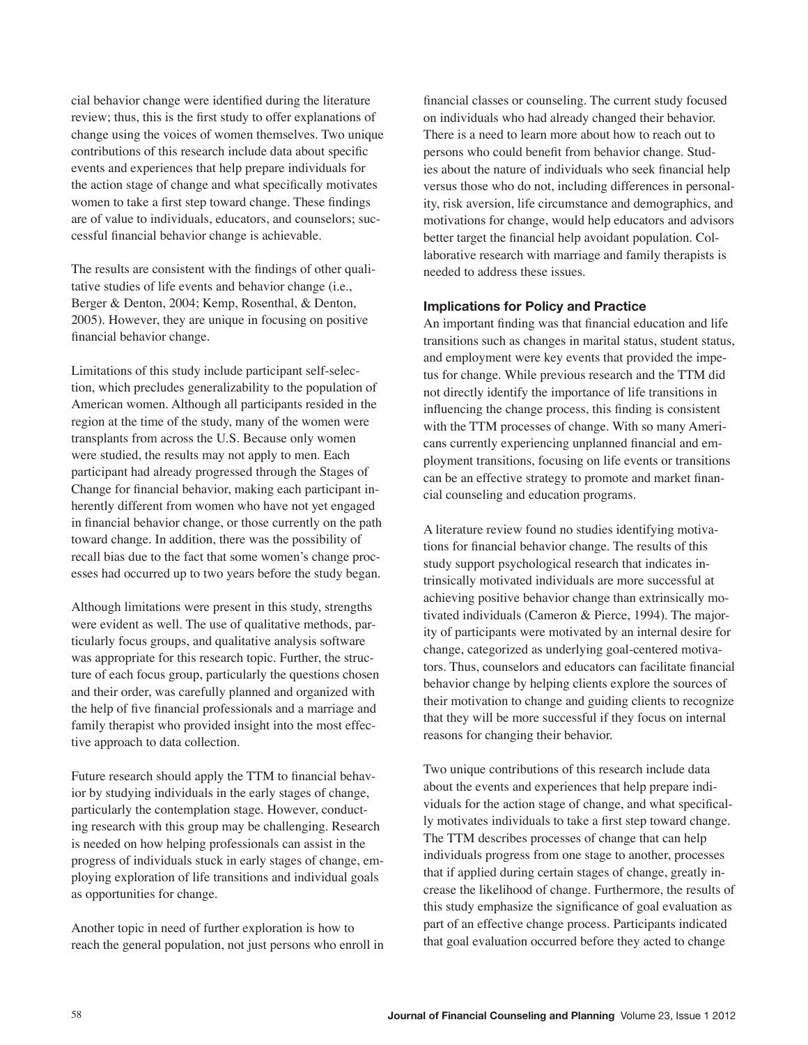cial behavior change were identified during the literature review; thus, this is the first study to offer explanations of change using the voices of women themselves. Two unique contributions of this research include data about specific events and experiences that help prepare individuals for the action stage of change and what specifically motivates women to take a first step toward change. These findings are of value to individuals, educators, and counselors; successful financial behavior change is achievable.

The results are consistent with the findings of other qualitative studies of life events and behavior change (i.e., Berger & Denton, 2004; Kemp, Rosenthal, & Denton, 2005). However, they are unique in focusing on positive financial behavior change.

Limitations of this study include participant self-selection, which precludes generalizability to the population of American women. Although all participants resided in the region at the time of the study, many of the women were transplants from across the U.S. Because only women were studied, the results may not apply to men. Each participant had already progressed through the Stages of Change for financial behavior, making each participant inherently different from women who have not yet engaged in financial behavior change, or those currently on the path toward change. In addition, there was the possibility of recall bias due to the fact that some women's change processes had occurred up to two years before the study began.

Although limitations were present in this study, strengths were evident as well. The use of qualitative methods, particularly focus groups, and qualitative analysis software was appropriate for this research topic. Further, the structure of each focus group, particularly the questions chosen and their order, was carefully planned and organized with the help of five financial professionals and a marriage and family therapist who provided insight into the most effective approach to data collection.

Future research should apply the TTM to financial behavior by studying individuals in the early stages of change, particularly the contemplation stage. However, conducting research with this group may be challenging. Research is needed on how helping professionals can assist in the progress of individuals stuck in early stages of change, employing exploration of life transitions and individual goals as opportunities for change.

Another topic in need of further exploration is how to reach the general population, not just persons who enroll in financial classes or counseling. The current study focused on individuals who had already changed their behavior. There is a need to learn more about how to reach out to persons who could benefit from behavior change. Studies about the nature of individuals who seek financial help versus those who do not, including differences in personality, risk aversion, life circumstance and demographics, and motivations for change, would help educators and advisors better target the financial help avoidant population. Collaborative research with marriage and family therapists is needed to address these issues.

### Implications for Policy and Practice

An important finding was that financial education and life transitions such as changes in marital status, student status, and employment were key events that provided the impetus for change. While previous research and the TTM did not directly identify the importance of life transitions in influencing the change process, this finding is consistent with the TTM processes of change. With so many Americans currently experiencing unplanned financial and employment transitions, focusing on life events or transitions can be an effective strategy to promote and market financial counseling and education programs.

A literature review found no studies identifying motivations for financial behavior change. The results of this study support psychological research that indicates intrinsically motivated individuals are more successful at achieving positive behavior change than extrinsically motivated individuals (Cameron & Pierce, 1994). The majority of participants were motivated by an internal desire for change, categorized as underlying goal-centered motivators. Thus, counselors and educators can facilitate financial behavior change by helping clients explore the sources of their motivation to change and guiding clients to recognize that they will be more successful if they focus on internal reasons for changing their behavior.

Two unique contributions of this research include data about the events and experiences that help prepare individuals for the action stage of change, and what specifically motivates individuals to take a first step toward change. The TTM describes processes of change that can help individuals progress from one stage to another, processes that if applied during certain stages of change, greatly increase the likelihood of change. Furthermore, the results of this study emphasize the significance of goal evaluation as part of an effective change process. Participants indicated that goal evaluation occurred before they acted to change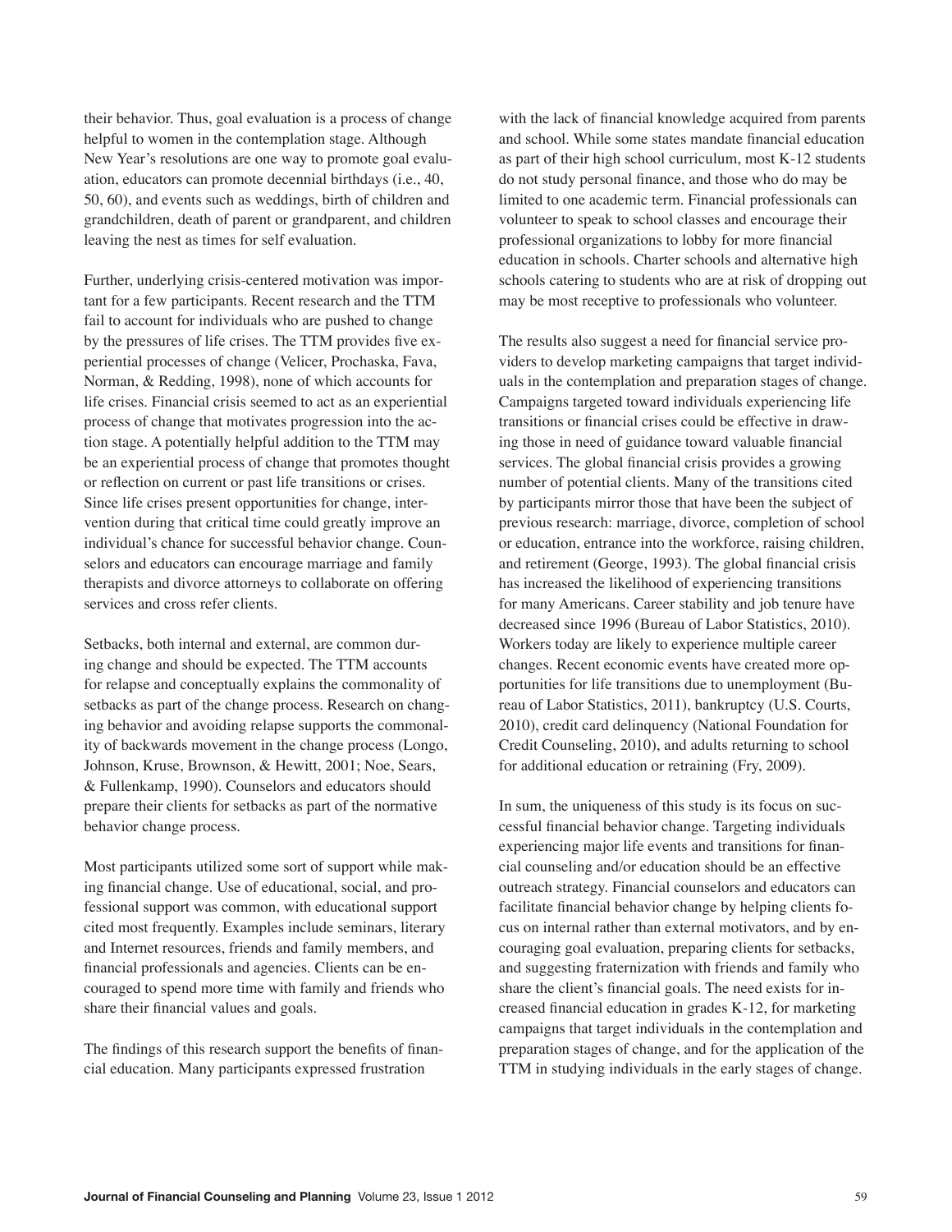their behavior. Thus, goal evaluation is a process of change helpful to women in the contemplation stage. Although New Year's resolutions are one way to promote goal evaluation, educators can promote decennial birthdays (i.e., 40, 50, 60), and events such as weddings, birth of children and grandchildren, death of parent or grandparent, and children leaving the nest as times for self evaluation.

Further, underlying crisis-centered motivation was important for a few participants. Recent research and the TTM fail to account for individuals who are pushed to change by the pressures of life crises. The TTM provides five experiential processes of change (Velicer, Prochaska, Fava, Norman, & Redding, 1998), none of which accounts for life crises. Financial crisis seemed to act as an experiential process of change that motivates progression into the action stage. A potentially helpful addition to the TTM may be an experiential process of change that promotes thought or reflection on current or past life transitions or crises. Since life crises present opportunities for change, intervention during that critical time could greatly improve an individual's chance for successful behavior change. Counselors and educators can encourage marriage and family therapists and divorce attorneys to collaborate on offering services and cross refer clients.

Setbacks, both internal and external, are common during change and should be expected. The TTM accounts for relapse and conceptually explains the commonality of setbacks as part of the change process. Research on changing behavior and avoiding relapse supports the commonality of backwards movement in the change process (Longo, Johnson, Kruse, Brownson, & Hewitt, 2001; Noe, Sears, & Fullenkamp, 1990). Counselors and educators should prepare their clients for setbacks as part of the normative behavior change process.

Most participants utilized some sort of support while making financial change. Use of educational, social, and professional support was common, with educational support cited most frequently. Examples include seminars, literary and Internet resources, friends and family members, and financial professionals and agencies. Clients can be encouraged to spend more time with family and friends who share their financial values and goals.

The findings of this research support the benefits of financial education. Many participants expressed frustration with the lack of financial knowledge acquired from parents and school. While some states mandate financial education as part of their high school curriculum, most K-12 students do not study personal finance, and those who do may be limited to one academic term. Financial professionals can volunteer to speak to school classes and encourage their professional organizations to lobby for more financial education in schools. Charter schools and alternative high schools catering to students who are at risk of dropping out may be most receptive to professionals who volunteer.

The results also suggest a need for financial service providers to develop marketing campaigns that target individuals in the contemplation and preparation stages of change. Campaigns targeted toward individuals experiencing life transitions or financial crises could be effective in drawing those in need of guidance toward valuable financial services. The global financial crisis provides a growing number of potential clients. Many of the transitions cited by participants mirror those that have been the subject of previous research: marriage, divorce, completion of school or education, entrance into the workforce, raising children, and retirement (George, 1993). The global financial crisis has increased the likelihood of experiencing transitions for many Americans. Career stability and job tenure have decreased since 1996 (Bureau of Labor Statistics, 2010). Workers today are likely to experience multiple career changes. Recent economic events have created more opportunities for life transitions due to unemployment (Bureau of Labor Statistics, 2011), bankruptcy (U.S. Courts, 2010), credit card delinquency (National Foundation for Credit Counseling, 2010), and adults returning to school for additional education or retraining (Fry, 2009).

In sum, the uniqueness of this study is its focus on successful financial behavior change. Targeting individuals experiencing major life events and transitions for financial counseling and/or education should be an effective outreach strategy. Financial counselors and educators can facilitate financial behavior change by helping clients focus on internal rather than external motivators, and by encouraging goal evaluation, preparing clients for setbacks, and suggesting fraternization with friends and family who share the client's financial goals. The need exists for increased financial education in grades K-12, for marketing campaigns that target individuals in the contemplation and preparation stages of change, and for the application of the TTM in studying individuals in the early stages of change.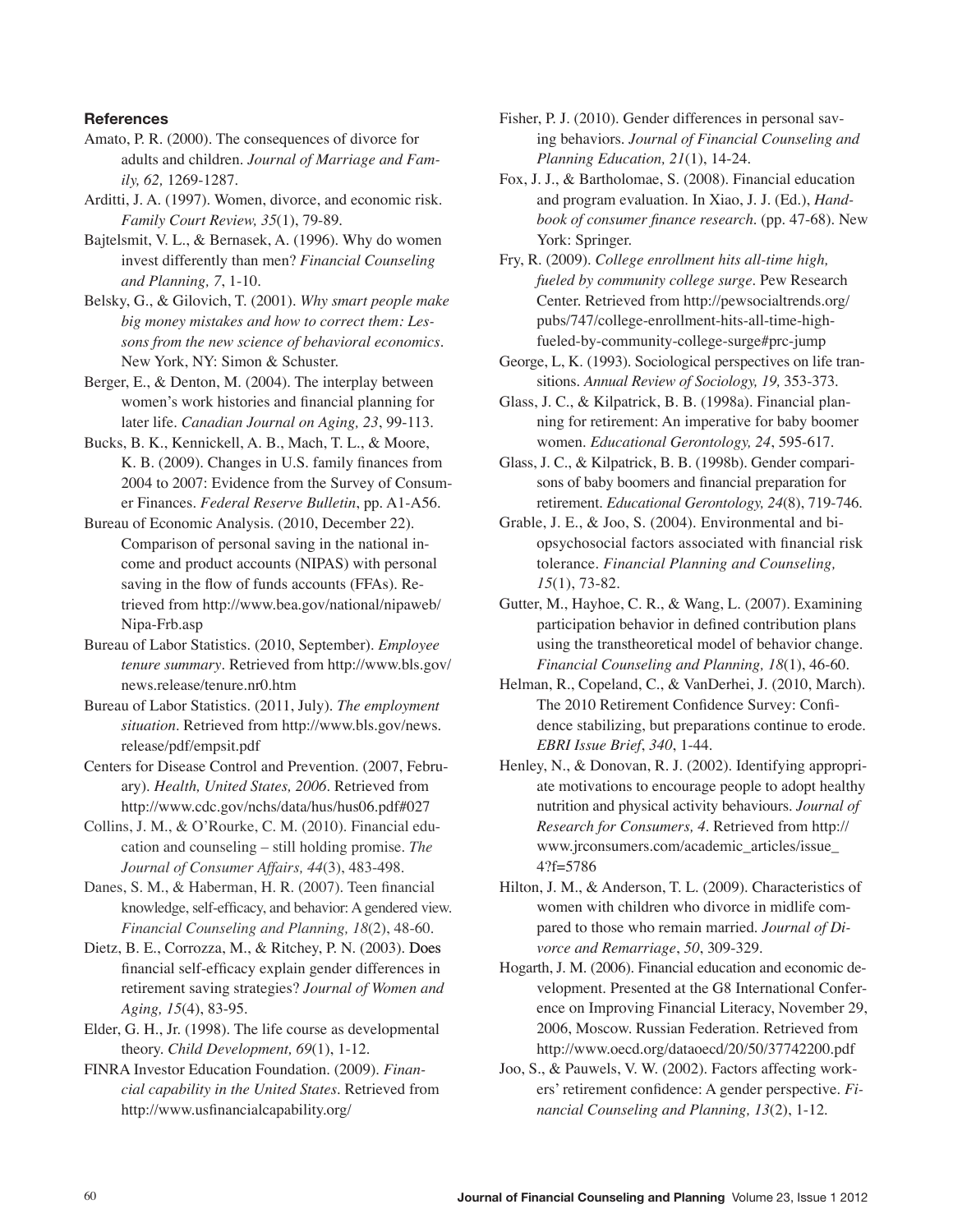### References

Amato, P. R. (2000). The consequences of divorce for adults and children. *Journal of Marriage and Family, 62,* 1269-1287.

Arditti, J. A. (1997). Women, divorce, and economic risk. *Family Court Review, 35*(1), 79-89.

Bajtelsmit, V. L., & Bernasek, A. (1996). Why do women invest differently than men? *Financial Counseling and Planning, 7*, 1-10.

Belsky, G., & Gilovich, T. (2001). *Why smart people make big money mistakes and how to correct them: Lessons from the new science of behavioral economics*. New York, NY: Simon & Schuster.

Berger, E., & Denton, M. (2004). The interplay between women's work histories and financial planning for later life. *Canadian Journal on Aging, 23*, 99-113.

Bucks, B. K., Kennickell, A. B., Mach, T. L., & Moore, K. B. (2009). Changes in U.S. family finances from 2004 to 2007: Evidence from the Survey of Consumer Finances. *Federal Reserve Bulletin*, pp. A1-A56.

Bureau of Economic Analysis. (2010, December 22). Comparison of personal saving in the national income and product accounts (NIPAS) with personal saving in the flow of funds accounts (FFAs). Retrieved from http://www.bea.gov/national/nipaweb/Nipa-Frb.asp

Bureau of Labor Statistics. (2010, September). *Employee tenure summary*. Retrieved from http://www.bls.gov/news.release/tenure.nr0.htm

Bureau of Labor Statistics. (2011, July). *The employment situation*. Retrieved from http://www.bls.gov/news.release/pdf/empsit.pdf

Centers for Disease Control and Prevention. (2007, February). *Health, United States, 2006*. Retrieved from http://www.cdc.gov/nchs/data/hus/hus06.pdf#027

Collins, J. M., & O'Rourke, C. M. (2010). Financial education and counseling – still holding promise. *The Journal of Consumer Affairs, 44*(3), 483-498.

Danes, S. M., & Haberman, H. R. (2007). Teen financial knowledge, self-efficacy, and behavior: A gendered view. *Financial Counseling and Planning, 18*(2), 48-60.

Dietz, B. E., Corrozza, M., & Ritchey, P. N. (2003). Does financial self-efficacy explain gender differences in retirement saving strategies? *Journal of Women and Aging, 15*(4), 83-95.

Elder, G. H., Jr. (1998). The life course as developmental theory. *Child Development, 69*(1), 1-12.

FINRA Investor Education Foundation. (2009). *Financial capability in the United States*. Retrieved from http://www.usfinancialcapability.org/

Fisher, P. J. (2010). Gender differences in personal saving behaviors. *Journal of Financial Counseling and Planning Education, 21*(1), 14-24.

Fox, J. J., & Bartholomae, S. (2008). Financial education and program evaluation. In Xiao, J. J. (Ed.), *Handbook of consumer finance research*. (pp. 47-68). New York: Springer.

Fry, R. (2009). *College enrollment hits all-time high, fueled by community college surge*. Pew Research Center. Retrieved from http://pewsocialtrends.org/pubs/747/college-enrollment-hits-all-time-high-fueled-by-community-college-surge#prc-jump

George, L, K. (1993). Sociological perspectives on life transitions. *Annual Review of Sociology, 19,* 353-373.

Glass, J. C., & Kilpatrick, B. B. (1998a). Financial planning for retirement: An imperative for baby boomer women. *Educational Gerontology, 24*, 595-617.

Glass, J. C., & Kilpatrick, B. B. (1998b). Gender comparisons of baby boomers and financial preparation for retirement. *Educational Gerontology, 24*(8), 719-746.

Grable, J. E., & Joo, S. (2004). Environmental and biopsychosocial factors associated with financial risk tolerance. *Financial Planning and Counseling, 15*(1), 73-82.

Gutter, M., Hayhoe, C. R., & Wang, L. (2007). Examining participation behavior in defined contribution plans using the transtheoretical model of behavior change. *Financial Counseling and Planning, 18*(1), 46-60.

Helman, R., Copeland, C., & VanDerhei, J. (2010, March). The 2010 Retirement Confidence Survey: Confidence stabilizing, but preparations continue to erode. *EBRI Issue Brief*, *340*, 1-44.

Henley, N., & Donovan, R. J. (2002). Identifying appropriate motivations to encourage people to adopt healthy nutrition and physical activity behaviours. *Journal of Research for Consumers, 4*. Retrieved from http://www.jrconsumers.com/academic_articles/issue_4?f=5786

Hilton, J. M., & Anderson, T. L. (2009). Characteristics of women with children who divorce in midlife compared to those who remain married. *Journal of Divorce and Remarriage*, *50*, 309-329.

Hogarth, J. M. (2006). Financial education and economic development. Presented at the G8 International Conference on Improving Financial Literacy, November 29, 2006, Moscow. Russian Federation. Retrieved from http://www.oecd.org/dataoecd/20/50/37742200.pdf

Joo, S., & Pauwels, V. W. (2002). Factors affecting workers' retirement confidence: A gender perspective. *Financial Counseling and Planning, 13*(2), 1-12.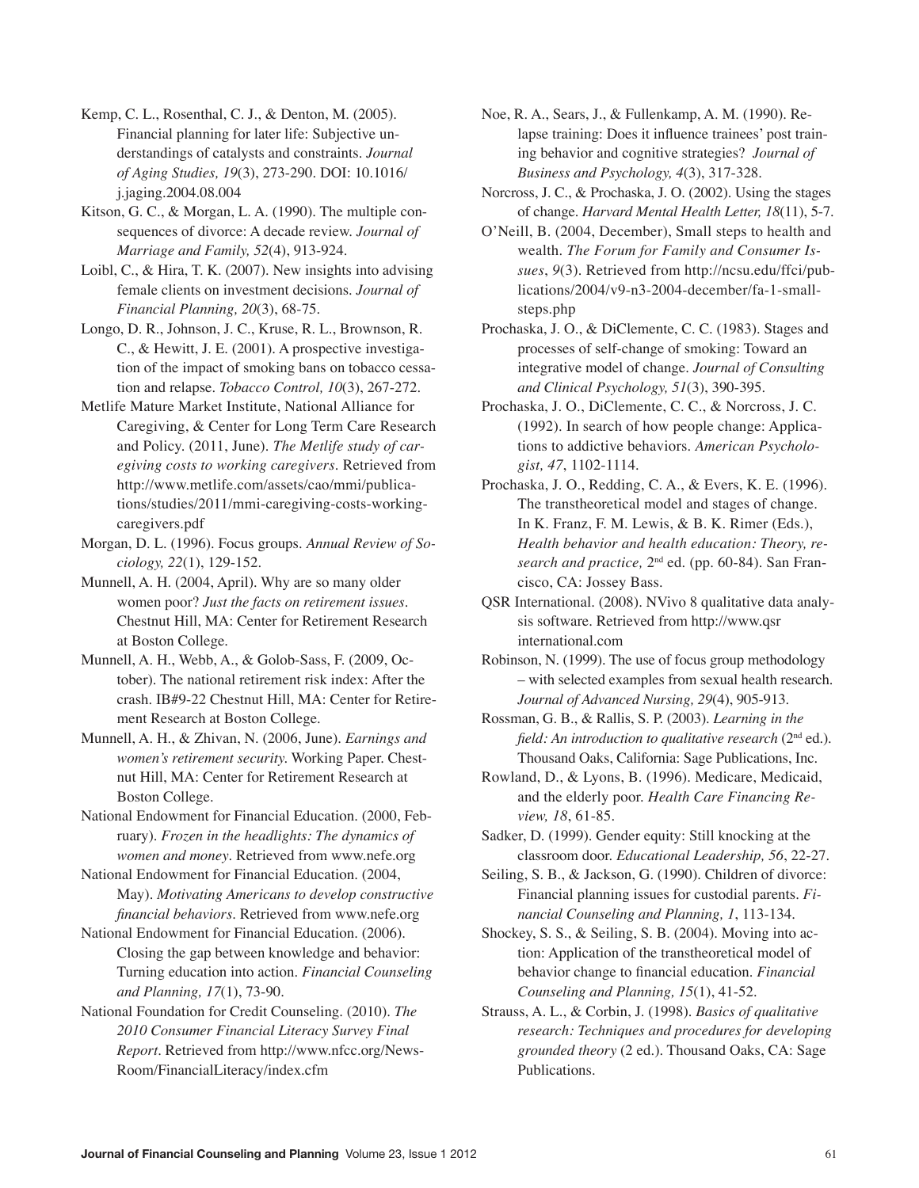Kemp, C. L., Rosenthal, C. J., & Denton, M. (2005). Financial planning for later life: Subjective understandings of catalysts and constraints. *Journal of Aging Studies, 19*(3), 273-290. DOI: 10.1016/j.jaging.2004.08.004

Kitson, G. C., & Morgan, L. A. (1990). The multiple consequences of divorce: A decade review. *Journal of Marriage and Family, 52*(4), 913-924.

Loibl, C., & Hira, T. K. (2007). New insights into advising female clients on investment decisions. *Journal of Financial Planning, 20*(3), 68-75.

Longo, D. R., Johnson, J. C., Kruse, R. L., Brownson, R. C., & Hewitt, J. E. (2001). A prospective investigation of the impact of smoking bans on tobacco cessation and relapse. *Tobacco Control, 10*(3), 267-272.

Metlife Mature Market Institute, National Alliance for Caregiving, & Center for Long Term Care Research and Policy. (2011, June). *The Metlife study of caregiving costs to working caregivers*. Retrieved from http://www.metlife.com/assets/cao/mmi/publications/studies/2011/mmi-caregiving-costs-working-caregivers.pdf

Morgan, D. L. (1996). Focus groups. *Annual Review of Sociology, 22*(1), 129-152.

Munnell, A. H. (2004, April). Why are so many older women poor? *Just the facts on retirement issues*. Chestnut Hill, MA: Center for Retirement Research at Boston College.

Munnell, A. H., Webb, A., & Golob-Sass, F. (2009, October). The national retirement risk index: After the crash. IB#9-22 Chestnut Hill, MA: Center for Retirement Research at Boston College.

Munnell, A. H., & Zhivan, N. (2006, June). *Earnings and women's retirement security*. Working Paper. Chestnut Hill, MA: Center for Retirement Research at Boston College.

National Endowment for Financial Education. (2000, February). *Frozen in the headlights: The dynamics of women and money*. Retrieved from www.nefe.org

National Endowment for Financial Education. (2004, May). *Motivating Americans to develop constructive financial behaviors*. Retrieved from www.nefe.org

National Endowment for Financial Education. (2006). Closing the gap between knowledge and behavior: Turning education into action. *Financial Counseling and Planning, 17*(1), 73-90.

National Foundation for Credit Counseling. (2010). *The 2010 Consumer Financial Literacy Survey Final Report*. Retrieved from http://www.nfcc.org/NewsRoom/FinancialLiteracy/index.cfm

Noe, R. A., Sears, J., & Fullenkamp, A. M. (1990). Relapse training: Does it influence trainees' post training behavior and cognitive strategies? *Journal of Business and Psychology, 4*(3), 317-328.

Norcross, J. C., & Prochaska, J. O. (2002). Using the stages of change. *Harvard Mental Health Letter, 18*(11), 5-7.

O'Neill, B. (2004, December), Small steps to health and wealth. *The Forum for Family and Consumer Issues*, *9*(3). Retrieved from http://ncsu.edu/ffci/publications/2004/v9-n3-2004-december/fa-1-small-steps.php

Prochaska, J. O., & DiClemente, C. C. (1983). Stages and processes of self-change of smoking: Toward an integrative model of change. *Journal of Consulting and Clinical Psychology, 51*(3), 390-395.

Prochaska, J. O., DiClemente, C. C., & Norcross, J. C. (1992). In search of how people change: Applications to addictive behaviors. *American Psychologist, 47*, 1102-1114.

Prochaska, J. O., Redding, C. A., & Evers, K. E. (1996). The transtheoretical model and stages of change. In K. Franz, F. M. Lewis, & B. K. Rimer (Eds.), *Health behavior and health education: Theory, research and practice,* 2nd ed. (pp. 60-84). San Francisco, CA: Jossey Bass.

QSR International. (2008). NVivo 8 qualitative data analysis software. Retrieved from http://www.qsrinternational.com

Robinson, N. (1999). The use of focus group methodology – with selected examples from sexual health research. *Journal of Advanced Nursing, 29*(4), 905-913.

Rossman, G. B., & Rallis, S. P. (2003). *Learning in the field: An introduction to qualitative research* (2nd ed.). Thousand Oaks, California: Sage Publications, Inc.

Rowland, D., & Lyons, B. (1996). Medicare, Medicaid, and the elderly poor. *Health Care Financing Review, 18*, 61-85.

Sadker, D. (1999). Gender equity: Still knocking at the classroom door. *Educational Leadership, 56*, 22-27.

Seiling, S. B., & Jackson, G. (1990). Children of divorce: Financial planning issues for custodial parents. *Financial Counseling and Planning, 1*, 113-134.

Shockey, S. S., & Seiling, S. B. (2004). Moving into action: Application of the transtheoretical model of behavior change to financial education. *Financial Counseling and Planning, 15*(1), 41-52.

Strauss, A. L., & Corbin, J. (1998). *Basics of qualitative research: Techniques and procedures for developing grounded theory* (2 ed.). Thousand Oaks, CA: Sage Publications.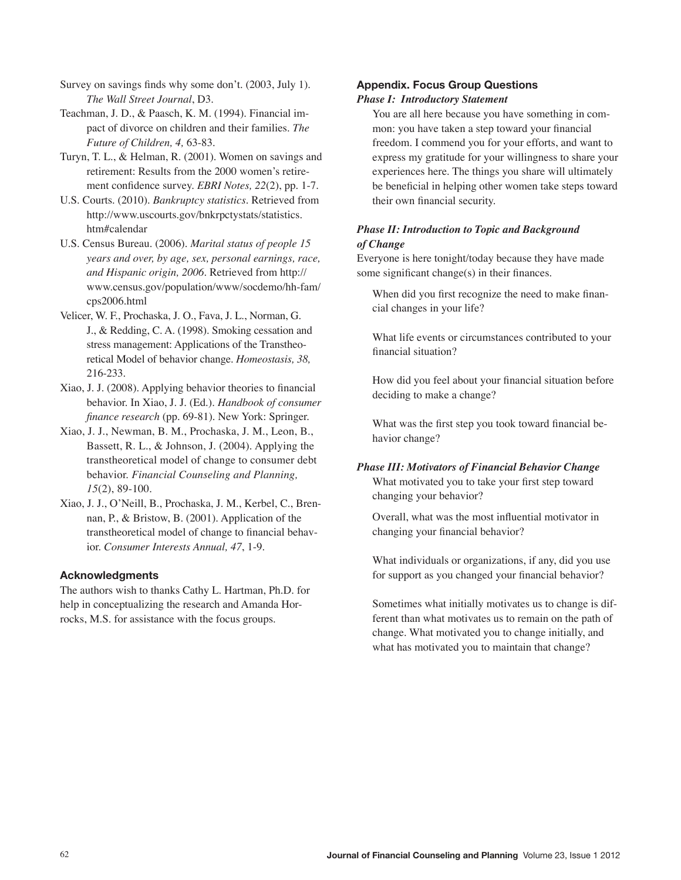Survey on savings finds why some don't. (2003, July 1). *The Wall Street Journal*, D3.

Teachman, J. D., & Paasch, K. M. (1994). Financial impact of divorce on children and their families. *The Future of Children, 4,* 63-83.

Turyn, T. L., & Helman, R. (2001). Women on savings and retirement: Results from the 2000 women's retirement confidence survey. *EBRI Notes, 22*(2), pp. 1-7.

U.S. Courts. (2010). *Bankruptcy statistics*. Retrieved from http://www.uscourts.gov/bnkrpctystats/statistics.htm#calendar

U.S. Census Bureau. (2006). *Marital status of people 15 years and over, by age, sex, personal earnings, race, and Hispanic origin, 2006*. Retrieved from http://www.census.gov/population/www/socdemo/hh-fam/cps2006.html

Velicer, W. F., Prochaska, J. O., Fava, J. L., Norman, G. J., & Redding, C. A. (1998). Smoking cessation and stress management: Applications of the Transtheoretical Model of behavior change. *Homeostasis, 38,* 216-233.

Xiao, J. J. (2008). Applying behavior theories to financial behavior. In Xiao, J. J. (Ed.). *Handbook of consumer finance research* (pp. 69-81). New York: Springer.

Xiao, J. J., Newman, B. M., Prochaska, J. M., Leon, B., Bassett, R. L., & Johnson, J. (2004). Applying the transtheoretical model of change to consumer debt behavior. *Financial Counseling and Planning, 15*(2), 89-100.

Xiao, J. J., O'Neill, B., Prochaska, J. M., Kerbel, C., Brennan, P., & Bristow, B. (2001). Application of the transtheoretical model of change to financial behavior. *Consumer Interests Annual, 47*, 1-9.

## Acknowledgments

The authors wish to thanks Cathy L. Hartman, Ph.D. for help in conceptualizing the research and Amanda Horrocks, M.S. for assistance with the focus groups.

## Appendix. Focus Group Questions

***Phase I: Introductory Statement***

You are all here because you have something in common: you have taken a step toward your financial freedom. I commend you for your efforts, and want to express my gratitude for your willingness to share your experiences here. The things you share will ultimately be beneficial in helping other women take steps toward their own financial security.

***Phase II: Introduction to Topic and Background of Change***

Everyone is here tonight/today because they have made some significant change(s) in their finances.

When did you first recognize the need to make financial changes in your life?

What life events or circumstances contributed to your financial situation?

How did you feel about your financial situation before deciding to make a change?

What was the first step you took toward financial behavior change?

***Phase III: Motivators of Financial Behavior Change***

What motivated you to take your first step toward changing your behavior?

Overall, what was the most influential motivator in changing your financial behavior?

What individuals or organizations, if any, did you use for support as you changed your financial behavior?

Sometimes what initially motivates us to change is different than what motivates us to remain on the path of change. What motivated you to change initially, and what has motivated you to maintain that change?